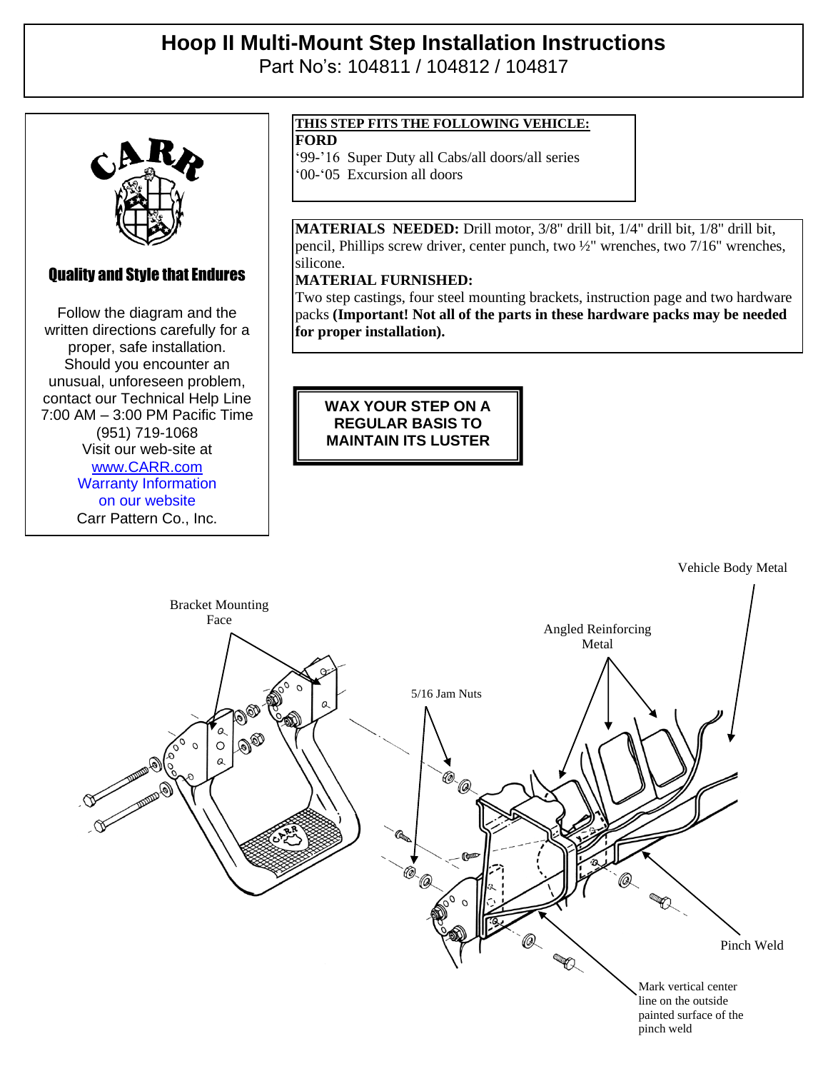# Hoop II Multi-Mount Step Installation Instructions

Part No's: 104811 / 104812 / 104817

CARR

**Quality and Style that Endures**

Follow the diagram and the written directions carefully for a proper, safe installation. Should you encounter an unusual, unforeseen problem, contact our Technical Help Line 7:00 AM – 3:00 PM Pacific Time (951) 719-1068
Visit our web-site at
www.CARR.com
Warranty Information on our website
Carr Pattern Co., Inc.

**THIS STEP FITS THE FOLLOWING VEHICLE:**
**FORD**
'99-'16 Super Duty all Cabs/all doors/all series
'00-'05 Excursion all doors

**MATERIALS NEEDED:** Drill motor, 3/8" drill bit, 1/4" drill bit, 1/8" drill bit, pencil, Phillips screw driver, center punch, two ½" wrenches, two 7/16" wrenches, silicone.

**MATERIAL FURNISHED:**
Two step castings, four steel mounting brackets, instruction page and two hardware packs **(Important! Not all of the parts in these hardware packs may be needed for proper installation).**

**WAX YOUR STEP ON A REGULAR BASIS TO MAINTAIN ITS LUSTER**

Vehicle Body Metal

Bracket Mounting Face

Angled Reinforcing Metal

5/16 Jam Nuts

Pinch Weld

Mark vertical center line on the outside painted surface of the pinch weld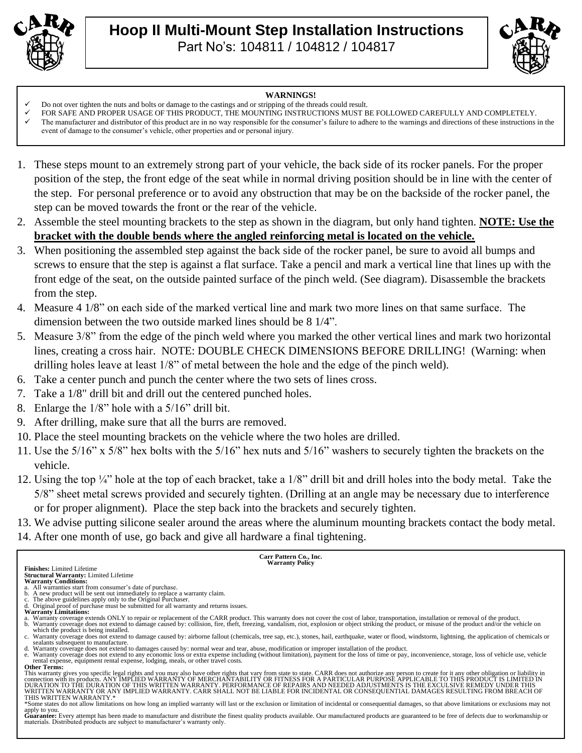# Hoop II Multi-Mount Step Installation Instructions

Part No's: 104811 / 104812 / 104817

**WARNINGS!**

- ✓ Do not over tighten the nuts and bolts or damage to the castings and or stripping of the threads could result.
- ✓ FOR SAFE AND PROPER USAGE OF THIS PRODUCT, THE MOUNTING INSTRUCTIONS MUST BE FOLLOWED CAREFULLY AND COMPLETELY.
- ✓ The manufacturer and distributor of this product are in no way responsible for the consumer's failure to adhere to the warnings and directions of these instructions in the event of damage to the consumer's vehicle, other properties and or personal injury.

1. These steps mount to an extremely strong part of your vehicle, the back side of its rocker panels. For the proper position of the step, the front edge of the seat while in normal driving position should be in line with the center of the step. For personal preference or to avoid any obstruction that may be on the backside of the rocker panel, the step can be moved towards the front or the rear of the vehicle.
2. Assemble the steel mounting brackets to the step as shown in the diagram, but only hand tighten. **NOTE: Use the bracket with the double bends where the angled reinforcing metal is located on the vehicle.**
3. When positioning the assembled step against the back side of the rocker panel, be sure to avoid all bumps and screws to ensure that the step is against a flat surface. Take a pencil and mark a vertical line that lines up with the front edge of the seat, on the outside painted surface of the pinch weld. (See diagram). Disassemble the brackets from the step.
4. Measure 4 1/8" on each side of the marked vertical line and mark two more lines on that same surface. The dimension between the two outside marked lines should be 8 1/4".
5. Measure 3/8" from the edge of the pinch weld where you marked the other vertical lines and mark two horizontal lines, creating a cross hair. NOTE: DOUBLE CHECK DIMENSIONS BEFORE DRILLING! (Warning: when drilling holes leave at least 1/8" of metal between the hole and the edge of the pinch weld).
6. Take a center punch and punch the center where the two sets of lines cross.
7. Take a 1/8" drill bit and drill out the centered punched holes.
8. Enlarge the 1/8" hole with a 5/16" drill bit.
9. After drilling, make sure that all the burrs are removed.
10. Place the steel mounting brackets on the vehicle where the two holes are drilled.
11. Use the 5/16" x 5/8" hex bolts with the 5/16" hex nuts and 5/16" washers to securely tighten the brackets on the vehicle.
12. Using the top ¼" hole at the top of each bracket, take a 1/8" drill bit and drill holes into the body metal. Take the 5/8" sheet metal screws provided and securely tighten. (Drilling at an angle may be necessary due to interference or for proper alignment). Place the step back into the brackets and securely tighten.
13. We advise putting silicone sealer around the areas where the aluminum mounting brackets contact the body metal.
14. After one month of use, go back and give all hardware a final tightening.

**Carr Pattern Co., Inc.**
**Warranty Policy**

**Finishes:** Limited Lifetime
**Structural Warranty:** Limited Lifetime
**Warranty Conditions:**

a. All warranties start from consumer's date of purchase.
b. A new product will be sent out immediately to replace a warranty claim.
c. The above guidelines apply only to the Original Purchaser.
d. Original proof of purchase must be submitted for all warranty and returns issues.

**Warranty Limitations:**

a. Warranty coverage extends ONLY to repair or replacement of the CARR product. This warranty does not cover the cost of labor, transportation, installation or removal of the product.
b. Warranty coverage does not extend to damage caused by: collision, fire, theft, freezing, vandalism, riot, explosion or object striking the product, or misuse of the product and/or the vehicle on which the product is being installed.
c. Warranty coverage does not extend to damage caused by: airborne fallout (chemicals, tree sap, etc.), stones, hail, earthquake, water or flood, windstorm, lightning, the application of chemicals or sealants subsequent to manufacture.
d. Warranty coverage does not extend to damages caused by: normal wear and tear, abuse, modification or improper installation of the product.
e. Warranty coverage does not extend to any economic loss or extra expense including (without limitation), payment for the loss of time or pay, inconvenience, storage, loss of vehicle use, vehicle rental expense, equipment rental expense, lodging, meals, or other travel costs.

**Other Terms:**
This warranty gives you specific legal rights and you may also have other rights that vary from state to state. CARR does not authorize any person to create for it any other obligation or liability in connection with its products. ANY IMPLIED WARRANTY OF MERCHANTABILITY OR FITNESS FOR A PARTICULAR PURPOSE APPLICABLE TO THIS PRODUCT IS LIMITED IN DURATION TO THE DURATION OF THIS WRITTEN WARRANTY. PERFORMANCE OF REPAIRS AND NEEDED ADJUSTMENTS IS THE EXCULSIVE REMEDY UNDER THIS WRITTEN WARRANTY OR ANY IMPLIED WARRANTY. CARR SHALL NOT BE LIABLE FOR INCIDENTAL OR CONSEQUENTIAL DAMAGES RESULTING FROM BREACH OF THIS WRITTEN WARRANTY.*
*Some states do not allow limitations on how long an implied warranty will last or the exclusion or limitation of incidental or consequential damages, so that above limitations or exclusions may not apply to you.
**Guarantee:** Every attempt has been made to manufacture and distribute the finest quality products available. Our manufactured products are guaranteed to be free of defects due to workmanship or materials. Distributed products are subject to manufacturer's warranty only.